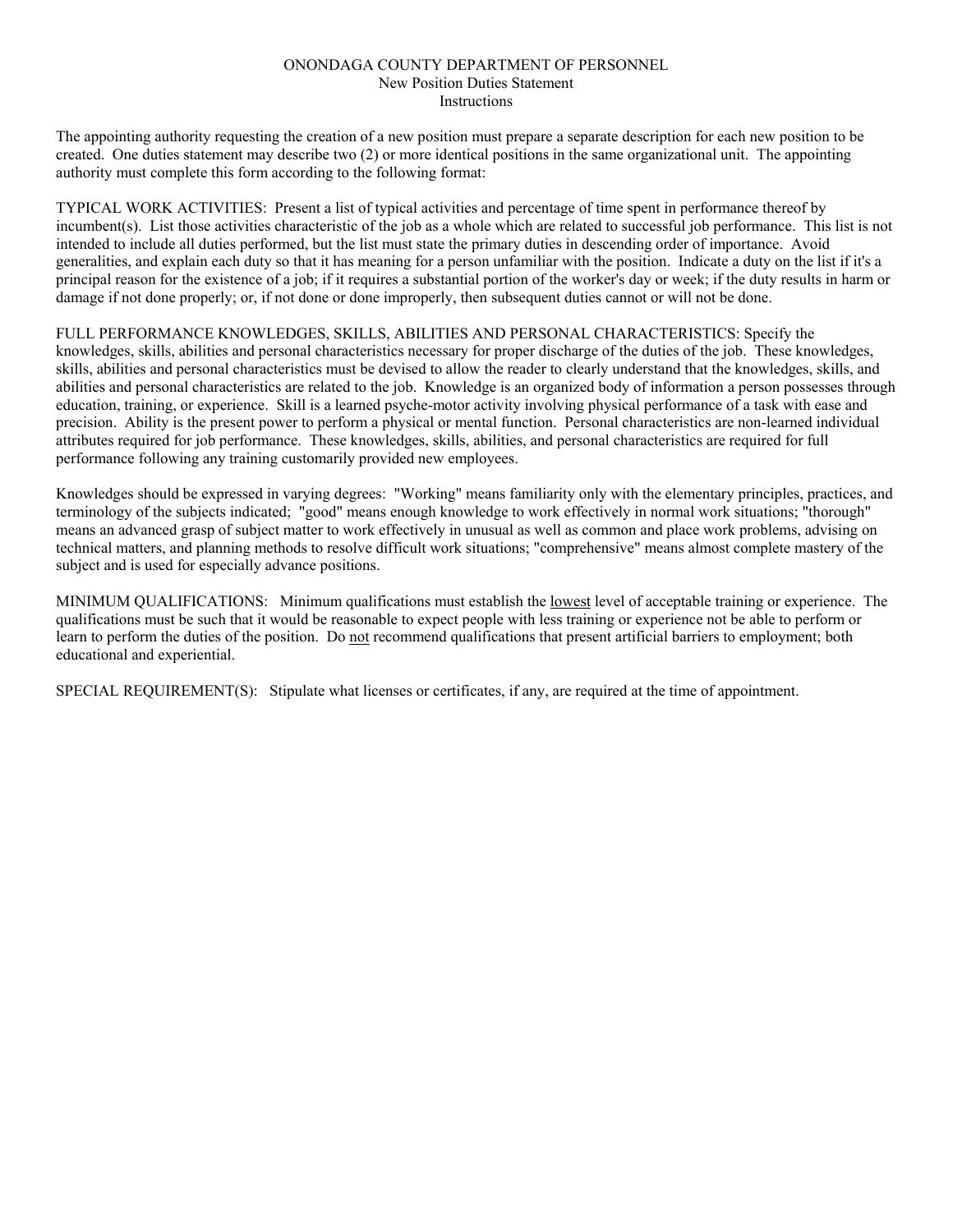# ONONDAGA COUNTY DEPARTMENT OF PERSONNEL

## New Position Duties Statement

### Instructions

The appointing authority requesting the creation of a new position must prepare a separate description for each new position to be created. One duties statement may describe two (2) or more identical positions in the same organizational unit. The appointing authority must complete this form according to the following format:

TYPICAL WORK ACTIVITIES: Present a list of typical activities and percentage of time spent in performance thereof by incumbent(s). List those activities characteristic of the job as a whole which are related to successful job performance. This list is not intended to include all duties performed, but the list must state the primary duties in descending order of importance. Avoid generalities, and explain each duty so that it has meaning for a person unfamiliar with the position. Indicate a duty on the list if it's a principal reason for the existence of a job; if it requires a substantial portion of the worker's day or week; if the duty results in harm or damage if not done properly; or, if not done or done improperly, then subsequent duties cannot or will not be done.

FULL PERFORMANCE KNOWLEDGES, SKILLS, ABILITIES AND PERSONAL CHARACTERISTICS: Specify the knowledges, skills, abilities and personal characteristics necessary for proper discharge of the duties of the job. These knowledges, skills, abilities and personal characteristics must be devised to allow the reader to clearly understand that the knowledges, skills, and abilities and personal characteristics are related to the job. Knowledge is an organized body of information a person possesses through education, training, or experience. Skill is a learned psyche-motor activity involving physical performance of a task with ease and precision. Ability is the present power to perform a physical or mental function. Personal characteristics are non-learned individual attributes required for job performance. These knowledges, skills, abilities, and personal characteristics are required for full performance following any training customarily provided new employees.

Knowledges should be expressed in varying degrees: "Working" means familiarity only with the elementary principles, practices, and terminology of the subjects indicated; "good" means enough knowledge to work effectively in normal work situations; "thorough" means an advanced grasp of subject matter to work effectively in unusual as well as common and place work problems, advising on technical matters, and planning methods to resolve difficult work situations; "comprehensive" means almost complete mastery of the subject and is used for especially advance positions.

MINIMUM QUALIFICATIONS: Minimum qualifications must establish the <u>lowest</u> level of acceptable training or experience. The qualifications must be such that it would be reasonable to expect people with less training or experience not be able to perform or learn to perform the duties of the position. Do <u>not</u> recommend qualifications that present artificial barriers to employment; both educational and experiential.

SPECIAL REQUIREMENT(S): Stipulate what licenses or certificates, if any, are required at the time of appointment.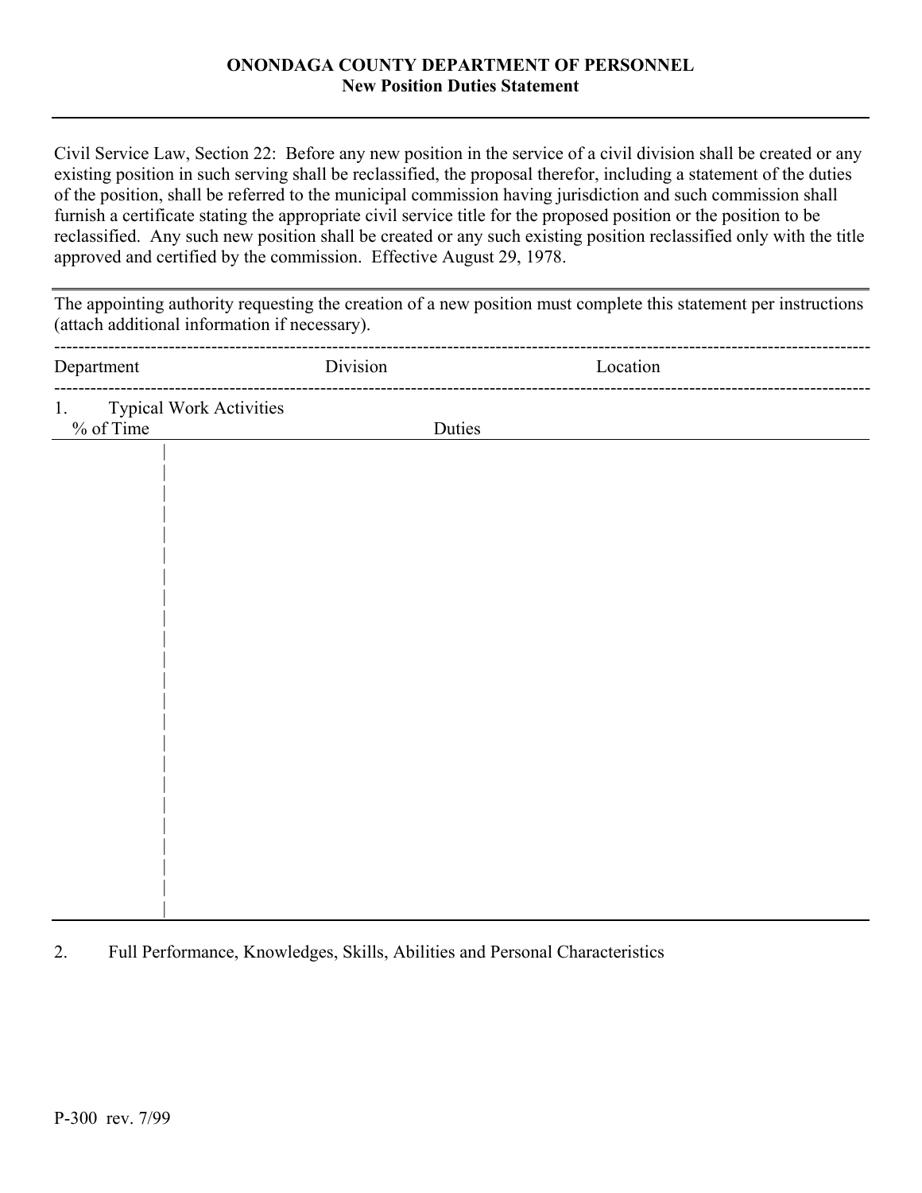**ONONDAGA COUNTY DEPARTMENT OF PERSONNEL**
**New Position Duties Statement**

---

Civil Service Law, Section 22: Before any new position in the service of a civil division shall be created or any existing position in such serving shall be reclassified, the proposal therefor, including a statement of the duties of the position, shall be referred to the municipal commission having jurisdiction and such commission shall furnish a certificate stating the appropriate civil service title for the proposed position or the position to be reclassified. Any such new position shall be created or any such existing position reclassified only with the title approved and certified by the commission. Effective August 29, 1978.

---

The appointing authority requesting the creation of a new position must complete this statement per instructions (attach additional information if necessary).

| Department | Division | Location |
|---|---|---|
| | | |

1. Typical Work Activities

| % of Time | Duties |
|---|---|
| | |

2. Full Performance, Knowledges, Skills, Abilities and Personal Characteristics

P-300 rev. 7/99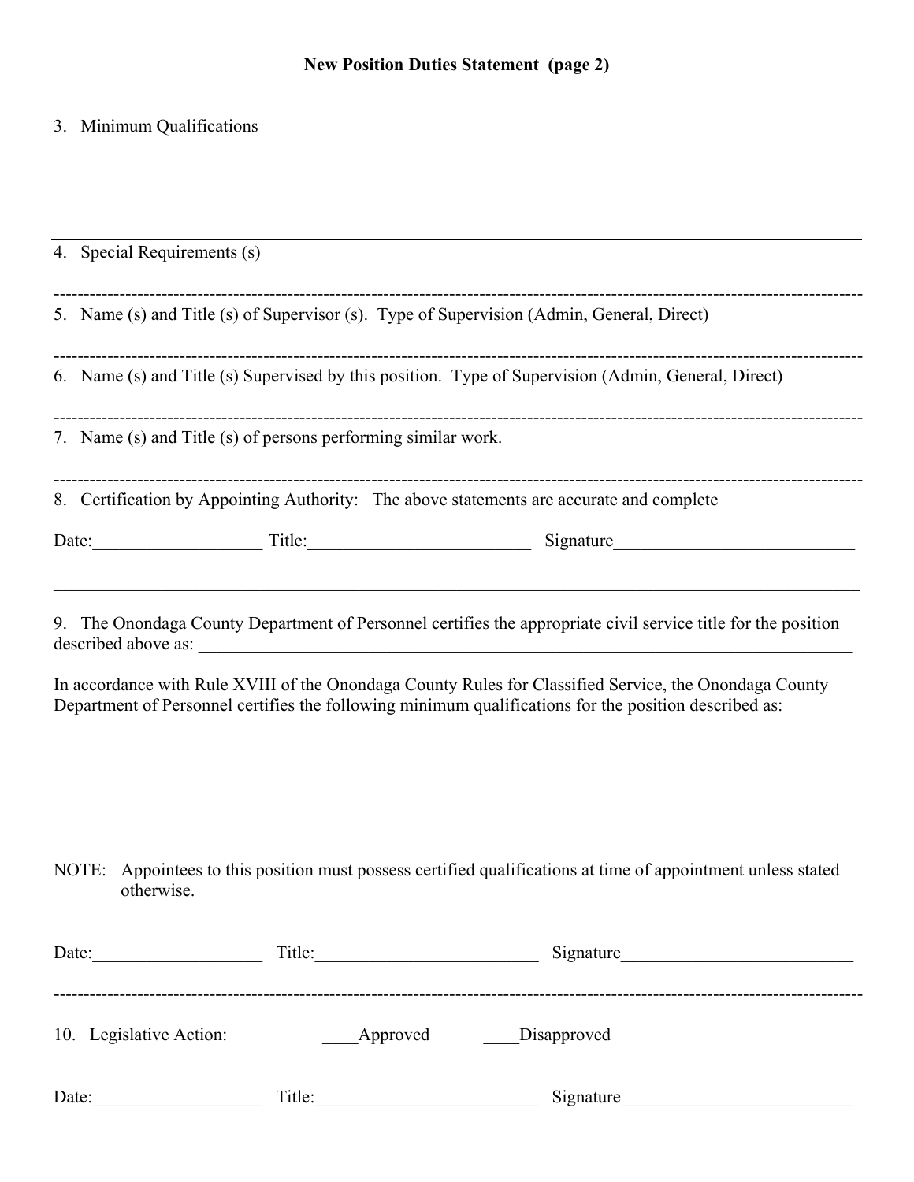# New Position Duties Statement (page 2)

3. Minimum Qualifications

---

4. Special Requirements (s)

---

5. Name (s) and Title (s) of Supervisor (s). Type of Supervision (Admin, General, Direct)

---

6. Name (s) and Title (s) Supervised by this position. Type of Supervision (Admin, General, Direct)

---

7. Name (s) and Title (s) of persons performing similar work.

---

8. Certification by Appointing Authority: The above statements are accurate and complete

Date:___________________ Title:_________________________ Signature___________________________

---

9. The Onondaga County Department of Personnel certifies the appropriate civil service title for the position described above as: ___________________________________________________________________________

In accordance with Rule XVIII of the Onondaga County Rules for Classified Service, the Onondaga County Department of Personnel certifies the following minimum qualifications for the position described as:

NOTE: Appointees to this position must possess certified qualifications at time of appointment unless stated otherwise.

Date:___________________ Title:_________________________ Signature__________________________

---

10. Legislative Action: ____Approved ____Disapproved

Date:___________________ Title:_________________________ Signature__________________________